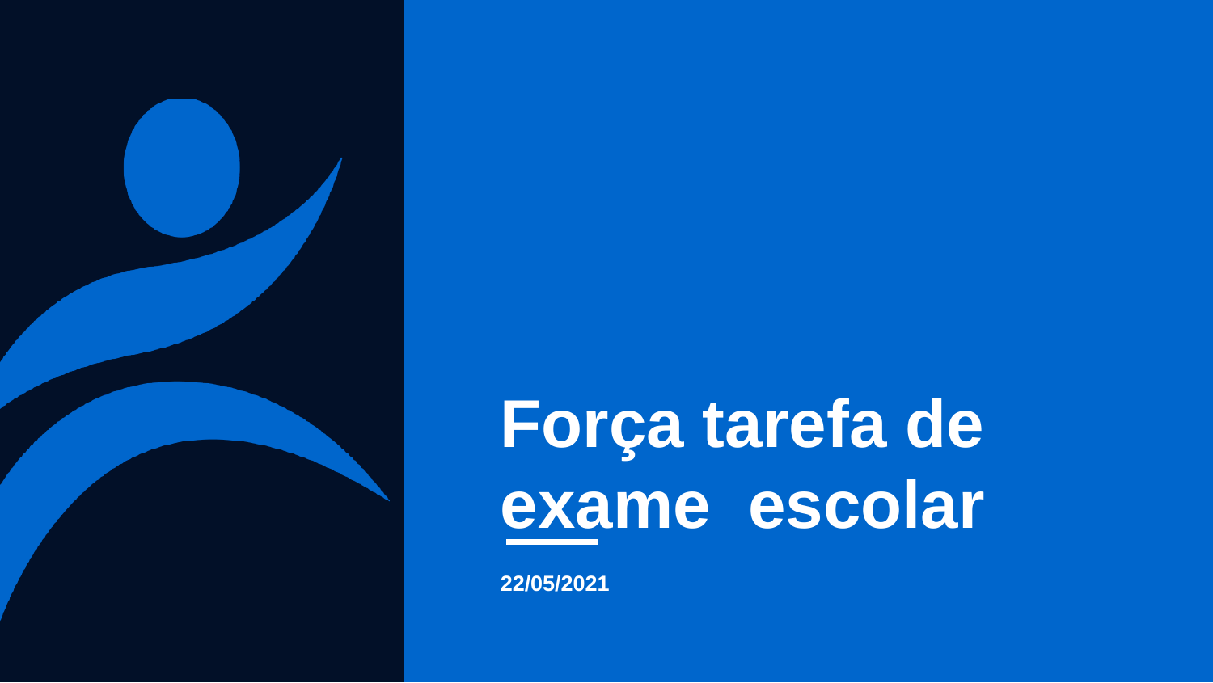# Força tarefa de exame escolar

**22/05/2021**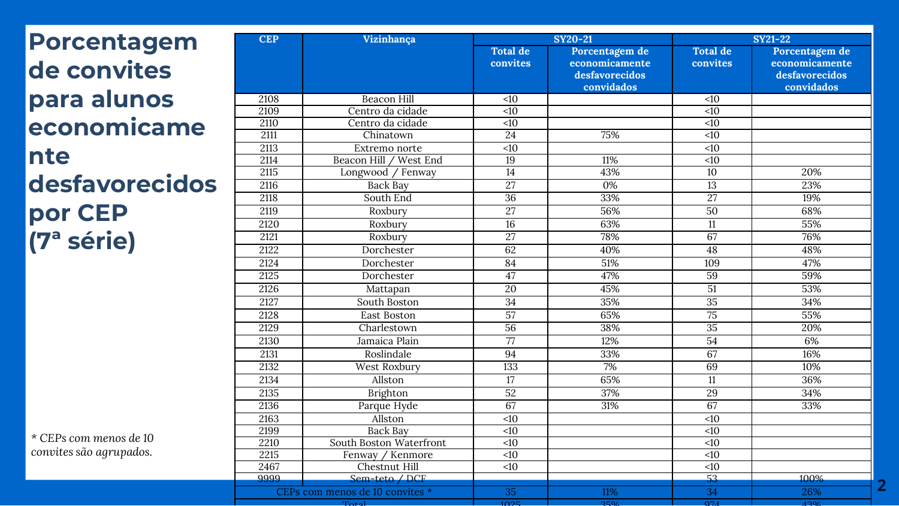# Porcentagem de convites para alunos economicamente desfavorecidos por CEP (7ª série)

| CEP | Vizinhança | SY20-21 | | SY21-22 | |
|---|---|---|---|---|---|
| | | Total de convites | Porcentagem de economicamente desfavorecidos convidados | Total de convites | Porcentagem de economicamente desfavorecidos convidados |
| 2108 | Beacon Hill | <10 | | <10 | |
| 2109 | Centro da cidade | <10 | | <10 | |
| 2110 | Centro da cidade | <10 | | <10 | |
| 2111 | Chinatown | 24 | 75% | <10 | |
| 2113 | Extremo norte | <10 | | <10 | |
| 2114 | Beacon Hill / West End | 19 | 11% | <10 | |
| 2115 | Longwood / Fenway | 14 | 43% | 10 | 20% |
| 2116 | Back Bay | 27 | 0% | 13 | 23% |
| 2118 | South End | 36 | 33% | 27 | 19% |
| 2119 | Roxbury | 27 | 56% | 50 | 68% |
| 2120 | Roxbury | 16 | 63% | 11 | 55% |
| 2121 | Roxbury | 27 | 78% | 67 | 76% |
| 2122 | Dorchester | 62 | 40% | 48 | 48% |
| 2124 | Dorchester | 84 | 51% | 109 | 47% |
| 2125 | Dorchester | 47 | 47% | 59 | 59% |
| 2126 | Mattapan | 20 | 45% | 51 | 53% |
| 2127 | South Boston | 34 | 35% | 35 | 34% |
| 2128 | East Boston | 57 | 65% | 75 | 55% |
| 2129 | Charlestown | 56 | 38% | 35 | 20% |
| 2130 | Jamaica Plain | 77 | 12% | 54 | 6% |
| 2131 | Roslindale | 94 | 33% | 67 | 16% |
| 2132 | West Roxbury | 133 | 7% | 69 | 10% |
| 2134 | Allston | 17 | 65% | 11 | 36% |
| 2135 | Brighton | 52 | 37% | 29 | 34% |
| 2136 | Parque Hyde | 67 | 31% | 67 | 33% |
| 2163 | Allston | <10 | | <10 | |
| 2199 | Back Bay | <10 | | <10 | |
| 2210 | South Boston Waterfront | <10 | | <10 | |
| 2215 | Fenway / Kenmore | <10 | | <10 | |
| 2467 | Chestnut Hill | <10 | | <10 | |
| 9999 | Sem-teto / DCF | | | 53 | 100% |
| CEPs com menos de 10 convites * | | 35 | 11% | 34 | 26% |
| Total | | 1025 | 35% | 974 | 43% |

* CEPs com menos de 10 convites são agrupados.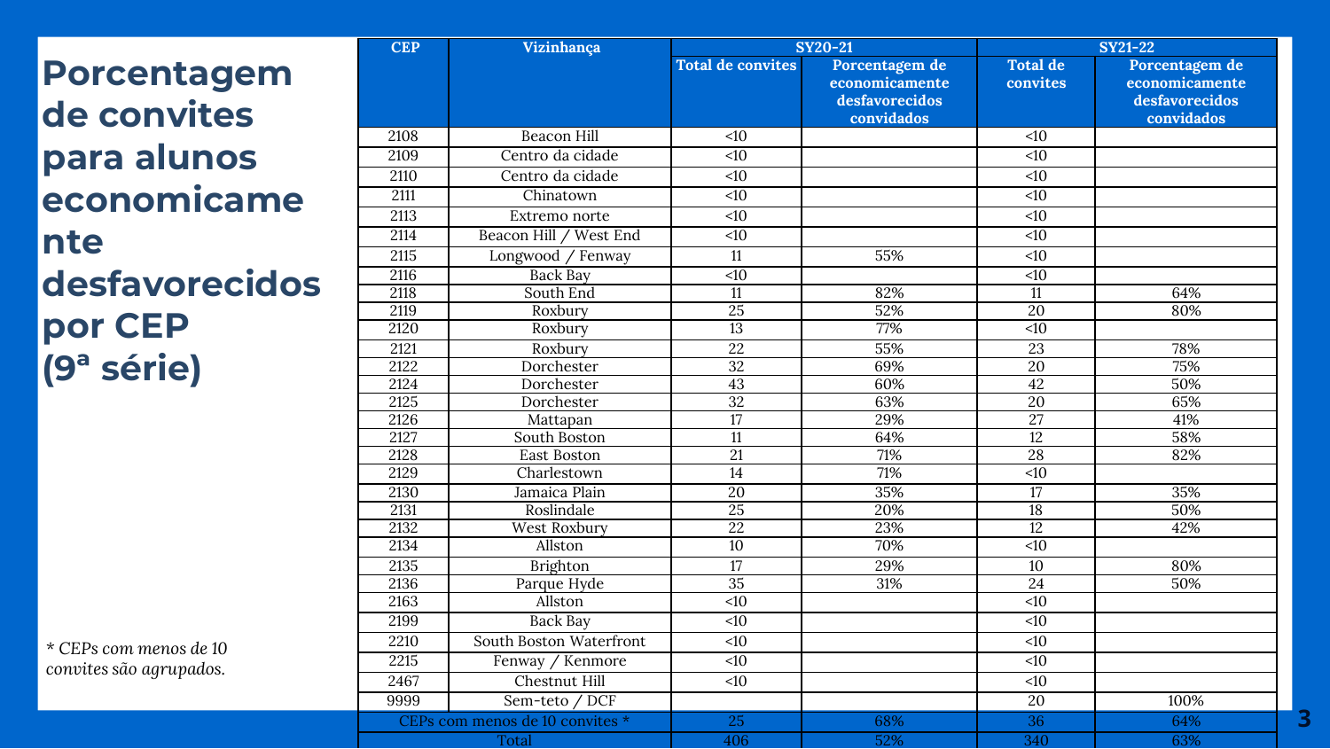# Porcentagem de convites para alunos economicamente desfavorecidos por CEP (9ª série)

| CEP | Vizinhança | SY20-21 | | SY21-22 | |
|---|---|---|---|---|---|
| | | Total de convites | Porcentagem de economicamente desfavorecidos convidados | Total de convites | Porcentagem de economicamente desfavorecidos convidados |
| 2108 | Beacon Hill | <10 | | <10 | |
| 2109 | Centro da cidade | <10 | | <10 | |
| 2110 | Centro da cidade | <10 | | <10 | |
| 2111 | Chinatown | <10 | | <10 | |
| 2113 | Extremo norte | <10 | | <10 | |
| 2114 | Beacon Hill / West End | <10 | | <10 | |
| 2115 | Longwood / Fenway | 11 | 55% | <10 | |
| 2116 | Back Bay | <10 | | <10 | |
| 2118 | South End | 11 | 82% | 11 | 64% |
| 2119 | Roxbury | 25 | 52% | 20 | 80% |
| 2120 | Roxbury | 13 | 77% | <10 | |
| 2121 | Roxbury | 22 | 55% | 23 | 78% |
| 2122 | Dorchester | 32 | 69% | 20 | 75% |
| 2124 | Dorchester | 43 | 60% | 42 | 50% |
| 2125 | Dorchester | 32 | 63% | 20 | 65% |
| 2126 | Mattapan | 17 | 29% | 27 | 41% |
| 2127 | South Boston | 11 | 64% | 12 | 58% |
| 2128 | East Boston | 21 | 71% | 28 | 82% |
| 2129 | Charlestown | 14 | 71% | <10 | |
| 2130 | Jamaica Plain | 20 | 35% | 17 | 35% |
| 2131 | Roslindale | 25 | 20% | 18 | 50% |
| 2132 | West Roxbury | 22 | 23% | 12 | 42% |
| 2134 | Allston | 10 | 70% | <10 | |
| 2135 | Brighton | 17 | 29% | 10 | 80% |
| 2136 | Parque Hyde | 35 | 31% | 24 | 50% |
| 2163 | Allston | <10 | | <10 | |
| 2199 | Back Bay | <10 | | <10 | |
| 2210 | South Boston Waterfront | <10 | | <10 | |
| 2215 | Fenway / Kenmore | <10 | | <10 | |
| 2467 | Chestnut Hill | <10 | | <10 | |
| 9999 | Sem-teto / DCF | | | 20 | 100% |
| CEPs com menos de 10 convites * | | 25 | 68% | 36 | 64% |
| Total | | 406 | 52% | 340 | 63% |

*\* CEPs com menos de 10 convites são agrupados.*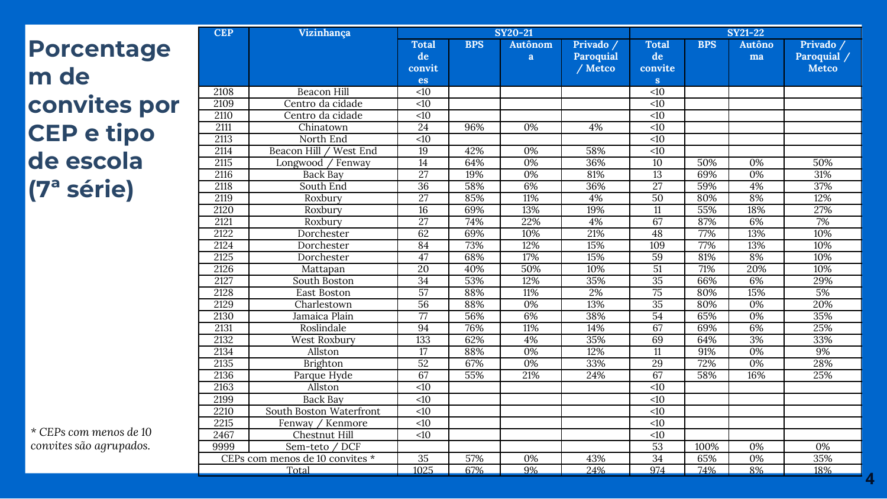# Porcentagem de convites por CEP e tipo de escola (7ª série)

| CEP | Vizinhança | SY20-21 | | | | SY21-22 | | | |
|---|---|---|---|---|---|---|---|---|---|
| | | Total de convites | BPS | Autônoma | Privado / Paroquial / Metco | Total de convites | BPS | Autônoma | Privado / Paroquial / Metco |
| 2108 | Beacon Hill | <10 | | | | <10 | | | |
| 2109 | Centro da cidade | <10 | | | | <10 | | | |
| 2110 | Centro da cidade | <10 | | | | <10 | | | |
| 2111 | Chinatown | 24 | 96% | 0% | 4% | <10 | | | |
| 2113 | North End | <10 | | | | <10 | | | |
| 2114 | Beacon Hill / West End | 19 | 42% | 0% | 58% | <10 | | | |
| 2115 | Longwood / Fenway | 14 | 64% | 0% | 36% | 10 | 50% | 0% | 50% |
| 2116 | Back Bay | 27 | 19% | 0% | 81% | 13 | 69% | 0% | 31% |
| 2118 | South End | 36 | 58% | 6% | 36% | 27 | 59% | 4% | 37% |
| 2119 | Roxbury | 27 | 85% | 11% | 4% | 50 | 80% | 8% | 12% |
| 2120 | Roxbury | 16 | 69% | 13% | 19% | 11 | 55% | 18% | 27% |
| 2121 | Roxbury | 27 | 74% | 22% | 4% | 67 | 87% | 6% | 7% |
| 2122 | Dorchester | 62 | 69% | 10% | 21% | 48 | 77% | 13% | 10% |
| 2124 | Dorchester | 84 | 73% | 12% | 15% | 109 | 77% | 13% | 10% |
| 2125 | Dorchester | 47 | 68% | 17% | 15% | 59 | 81% | 8% | 10% |
| 2126 | Mattapan | 20 | 40% | 50% | 10% | 51 | 71% | 20% | 10% |
| 2127 | South Boston | 34 | 53% | 12% | 35% | 35 | 66% | 6% | 29% |
| 2128 | East Boston | 57 | 88% | 11% | 2% | 75 | 80% | 15% | 5% |
| 2129 | Charlestown | 56 | 88% | 0% | 13% | 35 | 80% | 0% | 20% |
| 2130 | Jamaica Plain | 77 | 56% | 6% | 38% | 54 | 65% | 0% | 35% |
| 2131 | Roslindale | 94 | 76% | 11% | 14% | 67 | 69% | 6% | 25% |
| 2132 | West Roxbury | 133 | 62% | 4% | 35% | 69 | 64% | 3% | 33% |
| 2134 | Allston | 17 | 88% | 0% | 12% | 11 | 91% | 0% | 9% |
| 2135 | Brighton | 52 | 67% | 0% | 33% | 29 | 72% | 0% | 28% |
| 2136 | Parque Hyde | 67 | 55% | 21% | 24% | 67 | 58% | 16% | 25% |
| 2163 | Allston | <10 | | | | <10 | | | |
| 2199 | Back Bay | <10 | | | | <10 | | | |
| 2210 | South Boston Waterfront | <10 | | | | <10 | | | |
| 2215 | Fenway / Kenmore | <10 | | | | <10 | | | |
| 2467 | Chestnut Hill | <10 | | | | <10 | | | |
| 9999 | Sem-teto / DCF | | | | | 53 | 100% | 0% | 0% |
| CEPs com menos de 10 convites * | | 35 | 57% | 0% | 43% | 34 | 65% | 0% | 35% |
| Total | | 1025 | 67% | 9% | 24% | 974 | 74% | 8% | 18% |

*\* CEPs com menos de 10 convites são agrupados.*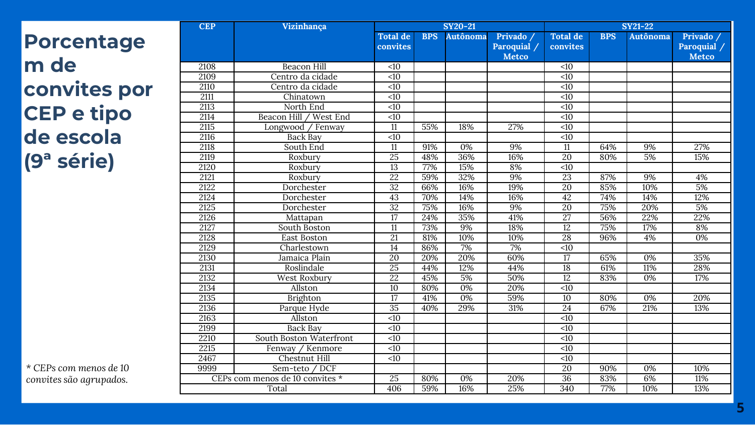# Porcentagem de convites por CEP e tipo de escola (9ª série)

| CEP | Vizinhança | SY20-21 | | | | SY21-22 | | | |
|---|---|---|---|---|---|---|---|---|---|
| | | Total de convites | BPS | Autônoma | Privado / Paroquial / Metco | Total de convites | BPS | Autônoma | Privado / Paroquial / Metco |
| 2108 | Beacon Hill | <10 | | | | <10 | | | |
| 2109 | Centro da cidade | <10 | | | | <10 | | | |
| 2110 | Centro da cidade | <10 | | | | <10 | | | |
| 2111 | Chinatown | <10 | | | | <10 | | | |
| 2113 | North End | <10 | | | | <10 | | | |
| 2114 | Beacon Hill / West End | <10 | | | | <10 | | | |
| 2115 | Longwood / Fenway | 11 | 55% | 18% | 27% | <10 | | | |
| 2116 | Back Bay | <10 | | | | <10 | | | |
| 2118 | South End | 11 | 91% | 0% | 9% | 11 | 64% | 9% | 27% |
| 2119 | Roxbury | 25 | 48% | 36% | 16% | 20 | 80% | 5% | 15% |
| 2120 | Roxbury | 13 | 77% | 15% | 8% | <10 | | | |
| 2121 | Roxbury | 22 | 59% | 32% | 9% | 23 | 87% | 9% | 4% |
| 2122 | Dorchester | 32 | 66% | 16% | 19% | 20 | 85% | 10% | 5% |
| 2124 | Dorchester | 43 | 70% | 14% | 16% | 42 | 74% | 14% | 12% |
| 2125 | Dorchester | 32 | 75% | 16% | 9% | 20 | 75% | 20% | 5% |
| 2126 | Mattapan | 17 | 24% | 35% | 41% | 27 | 56% | 22% | 22% |
| 2127 | South Boston | 11 | 73% | 9% | 18% | 12 | 75% | 17% | 8% |
| 2128 | East Boston | 21 | 81% | 10% | 10% | 28 | 96% | 4% | 0% |
| 2129 | Charlestown | 14 | 86% | 7% | 7% | <10 | | | |
| 2130 | Jamaica Plain | 20 | 20% | 20% | 60% | 17 | 65% | 0% | 35% |
| 2131 | Roslindale | 25 | 44% | 12% | 44% | 18 | 61% | 11% | 28% |
| 2132 | West Roxbury | 22 | 45% | 5% | 50% | 12 | 83% | 0% | 17% |
| 2134 | Allston | 10 | 80% | 0% | 20% | <10 | | | |
| 2135 | Brighton | 17 | 41% | 0% | 59% | 10 | 80% | 0% | 20% |
| 2136 | Parque Hyde | 35 | 40% | 29% | 31% | 24 | 67% | 21% | 13% |
| 2163 | Allston | <10 | | | | <10 | | | |
| 2199 | Back Bay | <10 | | | | <10 | | | |
| 2210 | South Boston Waterfront | <10 | | | | <10 | | | |
| 2215 | Fenway / Kenmore | <10 | | | | <10 | | | |
| 2467 | Chestnut Hill | <10 | | | | <10 | | | |
| 9999 | Sem-teto / DCF | | | | | 20 | 90% | 0% | 10% |
| CEPs com menos de 10 convites * | | 25 | 80% | 0% | 20% | 36 | 83% | 6% | 11% |
| Total | | 406 | 59% | 16% | 25% | 340 | 77% | 10% | 13% |

*\* CEPs com menos de 10 convites são agrupados.*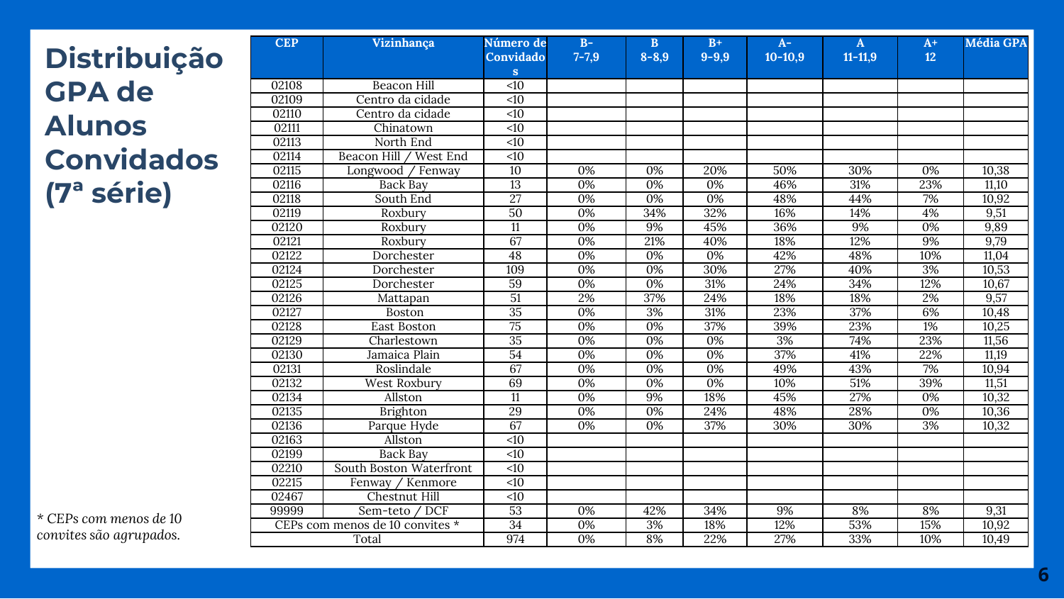# Distribuição GPA de Alunos Convidados (7ª série)

| CEP | Vizinhança | Número de Convidados | B- 7-7,9 | B 8-8,9 | B+ 9-9,9 | A- 10-10,9 | A 11-11,9 | A+ 12 | Média GPA |
|---|---|---|---|---|---|---|---|---|---|
| 02108 | Beacon Hill | <10 | | | | | | | |
| 02109 | Centro da cidade | <10 | | | | | | | |
| 02110 | Centro da cidade | <10 | | | | | | | |
| 02111 | Chinatown | <10 | | | | | | | |
| 02113 | North End | <10 | | | | | | | |
| 02114 | Beacon Hill / West End | <10 | | | | | | | |
| 02115 | Longwood / Fenway | 10 | 0% | 0% | 20% | 50% | 30% | 0% | 10,38 |
| 02116 | Back Bay | 13 | 0% | 0% | 0% | 46% | 31% | 23% | 11,10 |
| 02118 | South End | 27 | 0% | 0% | 0% | 48% | 44% | 7% | 10,92 |
| 02119 | Roxbury | 50 | 0% | 34% | 32% | 16% | 14% | 4% | 9,51 |
| 02120 | Roxbury | 11 | 0% | 9% | 45% | 36% | 9% | 0% | 9,89 |
| 02121 | Roxbury | 67 | 0% | 21% | 40% | 18% | 12% | 9% | 9,79 |
| 02122 | Dorchester | 48 | 0% | 0% | 0% | 42% | 48% | 10% | 11,04 |
| 02124 | Dorchester | 109 | 0% | 0% | 30% | 27% | 40% | 3% | 10,53 |
| 02125 | Dorchester | 59 | 0% | 0% | 31% | 24% | 34% | 12% | 10,67 |
| 02126 | Mattapan | 51 | 2% | 37% | 24% | 18% | 18% | 2% | 9,57 |
| 02127 | Boston | 35 | 0% | 3% | 31% | 23% | 37% | 6% | 10,48 |
| 02128 | East Boston | 75 | 0% | 0% | 37% | 39% | 23% | 1% | 10,25 |
| 02129 | Charlestown | 35 | 0% | 0% | 0% | 3% | 74% | 23% | 11,56 |
| 02130 | Jamaica Plain | 54 | 0% | 0% | 0% | 37% | 41% | 22% | 11,19 |
| 02131 | Roslindale | 67 | 0% | 0% | 0% | 49% | 43% | 7% | 10,94 |
| 02132 | West Roxbury | 69 | 0% | 0% | 0% | 10% | 51% | 39% | 11,51 |
| 02134 | Allston | 11 | 0% | 9% | 18% | 45% | 27% | 0% | 10,32 |
| 02135 | Brighton | 29 | 0% | 0% | 24% | 48% | 28% | 0% | 10,36 |
| 02136 | Parque Hyde | 67 | 0% | 0% | 37% | 30% | 30% | 3% | 10,32 |
| 02163 | Allston | <10 | | | | | | | |
| 02199 | Back Bay | <10 | | | | | | | |
| 02210 | South Boston Waterfront | <10 | | | | | | | |
| 02215 | Fenway / Kenmore | <10 | | | | | | | |
| 02467 | Chestnut Hill | <10 | | | | | | | |
| 99999 | Sem-teto / DCF | 53 | 0% | 42% | 34% | 9% | 8% | 8% | 9,31 |
| CEPs com menos de 10 convites * | | 34 | 0% | 3% | 18% | 12% | 53% | 15% | 10,92 |
| Total | | 974 | 0% | 8% | 22% | 27% | 33% | 10% | 10,49 |

*\* CEPs com menos de 10 convites são agrupados.*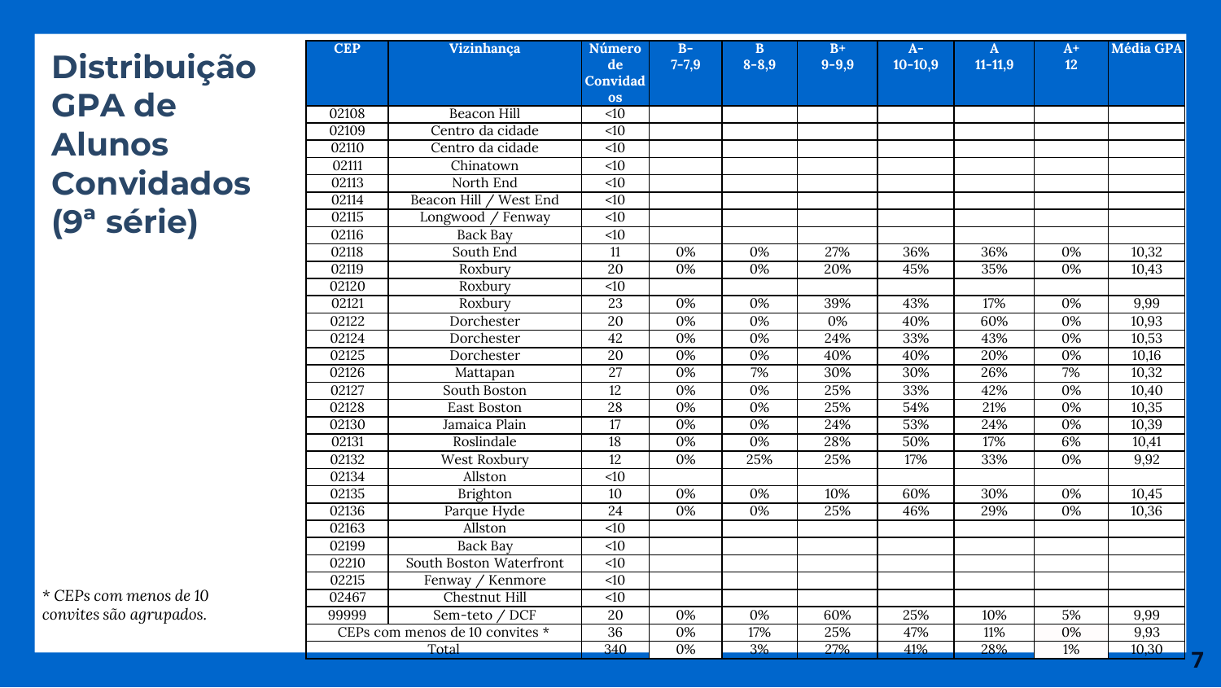# Distribuição GPA de Alunos Convidados (9ª série)

| CEP | Vizinhança | Número de Convidados | B- 7-7,9 | B 8-8,9 | B+ 9-9,9 | A- 10-10,9 | A 11-11,9 | A+ 12 | Média GPA |
|---|---|---|---|---|---|---|---|---|---|
| 02108 | Beacon Hill | <10 | | | | | | | |
| 02109 | Centro da cidade | <10 | | | | | | | |
| 02110 | Centro da cidade | <10 | | | | | | | |
| 02111 | Chinatown | <10 | | | | | | | |
| 02113 | North End | <10 | | | | | | | |
| 02114 | Beacon Hill / West End | <10 | | | | | | | |
| 02115 | Longwood / Fenway | <10 | | | | | | | |
| 02116 | Back Bay | <10 | | | | | | | |
| 02118 | South End | 11 | 0% | 0% | 27% | 36% | 36% | 0% | 10,32 |
| 02119 | Roxbury | 20 | 0% | 0% | 20% | 45% | 35% | 0% | 10,43 |
| 02120 | Roxbury | <10 | | | | | | | |
| 02121 | Roxbury | 23 | 0% | 0% | 39% | 43% | 17% | 0% | 9,99 |
| 02122 | Dorchester | 20 | 0% | 0% | 0% | 40% | 60% | 0% | 10,93 |
| 02124 | Dorchester | 42 | 0% | 0% | 24% | 33% | 43% | 0% | 10,53 |
| 02125 | Dorchester | 20 | 0% | 0% | 40% | 40% | 20% | 0% | 10,16 |
| 02126 | Mattapan | 27 | 0% | 7% | 30% | 30% | 26% | 7% | 10,32 |
| 02127 | South Boston | 12 | 0% | 0% | 25% | 33% | 42% | 0% | 10,40 |
| 02128 | East Boston | 28 | 0% | 0% | 25% | 54% | 21% | 0% | 10,35 |
| 02130 | Jamaica Plain | 17 | 0% | 0% | 24% | 53% | 24% | 0% | 10,39 |
| 02131 | Roslindale | 18 | 0% | 0% | 28% | 50% | 17% | 6% | 10,41 |
| 02132 | West Roxbury | 12 | 0% | 25% | 25% | 17% | 33% | 0% | 9,92 |
| 02134 | Allston | <10 | | | | | | | |
| 02135 | Brighton | 10 | 0% | 0% | 10% | 60% | 30% | 0% | 10,45 |
| 02136 | Parque Hyde | 24 | 0% | 0% | 25% | 46% | 29% | 0% | 10,36 |
| 02163 | Allston | <10 | | | | | | | |
| 02199 | Back Bay | <10 | | | | | | | |
| 02210 | South Boston Waterfront | <10 | | | | | | | |
| 02215 | Fenway / Kenmore | <10 | | | | | | | |
| 02467 | Chestnut Hill | <10 | | | | | | | |
| 99999 | Sem-teto / DCF | 20 | 0% | 0% | 60% | 25% | 10% | 5% | 9,99 |
| CEPs com menos de 10 convites * | | 36 | 0% | 17% | 25% | 47% | 11% | 0% | 9,93 |
| Total | | 340 | 0% | 3% | 27% | 41% | 28% | 1% | 10,30 |

*\* CEPs com menos de 10 convites são agrupados.*